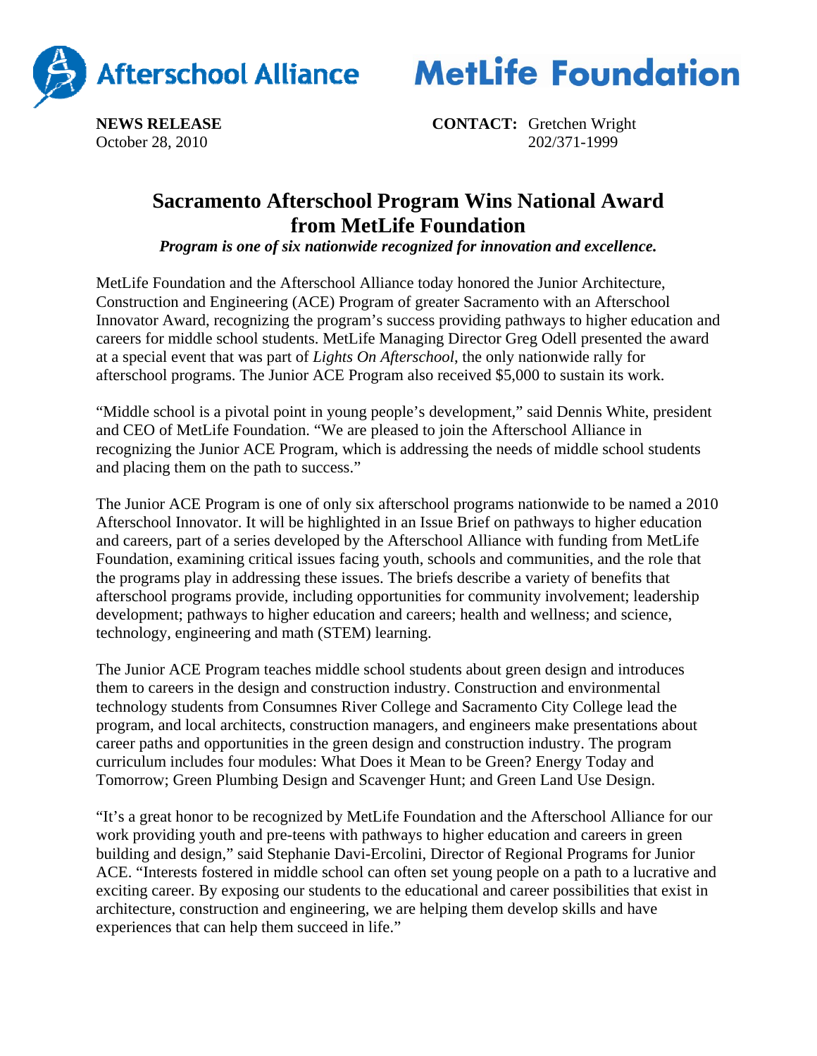Afterschool Alliance MetLife Foundation

**NEWS RELEASE**
October 28, 2010

**CONTACT:** Gretchen Wright
202/371-1999

# Sacramento Afterschool Program Wins National Award from MetLife Foundation

***Program is one of six nationwide recognized for innovation and excellence.***

MetLife Foundation and the Afterschool Alliance today honored the Junior Architecture, Construction and Engineering (ACE) Program of greater Sacramento with an Afterschool Innovator Award, recognizing the program's success providing pathways to higher education and careers for middle school students. MetLife Managing Director Greg Odell presented the award at a special event that was part of *Lights On Afterschool*, the only nationwide rally for afterschool programs. The Junior ACE Program also received $5,000 to sustain its work.

"Middle school is a pivotal point in young people's development," said Dennis White, president and CEO of MetLife Foundation. "We are pleased to join the Afterschool Alliance in recognizing the Junior ACE Program, which is addressing the needs of middle school students and placing them on the path to success."

The Junior ACE Program is one of only six afterschool programs nationwide to be named a 2010 Afterschool Innovator. It will be highlighted in an Issue Brief on pathways to higher education and careers, part of a series developed by the Afterschool Alliance with funding from MetLife Foundation, examining critical issues facing youth, schools and communities, and the role that the programs play in addressing these issues. The briefs describe a variety of benefits that afterschool programs provide, including opportunities for community involvement; leadership development; pathways to higher education and careers; health and wellness; and science, technology, engineering and math (STEM) learning.

The Junior ACE Program teaches middle school students about green design and introduces them to careers in the design and construction industry. Construction and environmental technology students from Consumnes River College and Sacramento City College lead the program, and local architects, construction managers, and engineers make presentations about career paths and opportunities in the green design and construction industry. The program curriculum includes four modules: What Does it Mean to be Green? Energy Today and Tomorrow; Green Plumbing Design and Scavenger Hunt; and Green Land Use Design.

"It's a great honor to be recognized by MetLife Foundation and the Afterschool Alliance for our work providing youth and pre-teens with pathways to higher education and careers in green building and design," said Stephanie Davi-Ercolini, Director of Regional Programs for Junior ACE. "Interests fostered in middle school can often set young people on a path to a lucrative and exciting career. By exposing our students to the educational and career possibilities that exist in architecture, construction and engineering, we are helping them develop skills and have experiences that can help them succeed in life."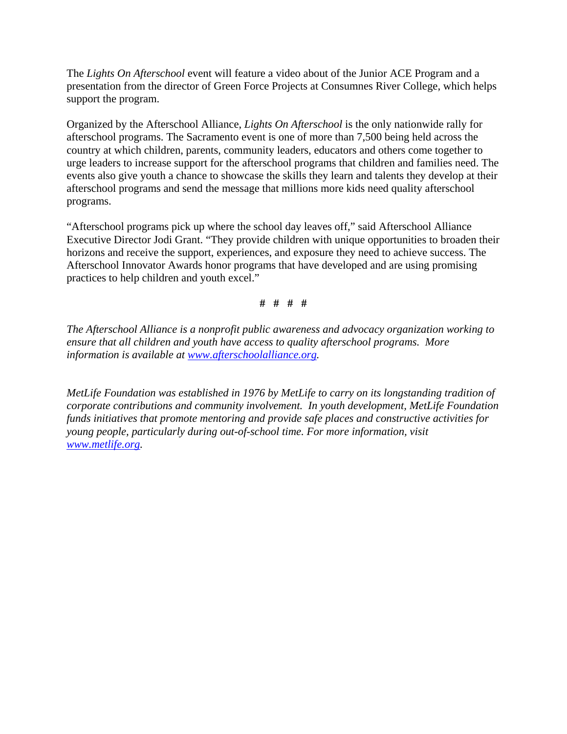The *Lights On Afterschool* event will feature a video about of the Junior ACE Program and a presentation from the director of Green Force Projects at Consumnes River College, which helps support the program.

Organized by the Afterschool Alliance, *Lights On Afterschool* is the only nationwide rally for afterschool programs. The Sacramento event is one of more than 7,500 being held across the country at which children, parents, community leaders, educators and others come together to urge leaders to increase support for the afterschool programs that children and families need. The events also give youth a chance to showcase the skills they learn and talents they develop at their afterschool programs and send the message that millions more kids need quality afterschool programs.

"Afterschool programs pick up where the school day leaves off," said Afterschool Alliance Executive Director Jodi Grant. "They provide children with unique opportunities to broaden their horizons and receive the support, experiences, and exposure they need to achieve success. The Afterschool Innovator Awards honor programs that have developed and are using promising practices to help children and youth excel."

# # # #

*The Afterschool Alliance is a nonprofit public awareness and advocacy organization working to ensure that all children and youth have access to quality afterschool programs. More information is available at www.afterschoolalliance.org.*

*MetLife Foundation was established in 1976 by MetLife to carry on its longstanding tradition of corporate contributions and community involvement. In youth development, MetLife Foundation funds initiatives that promote mentoring and provide safe places and constructive activities for young people, particularly during out-of-school time. For more information, visit www.metlife.org.*